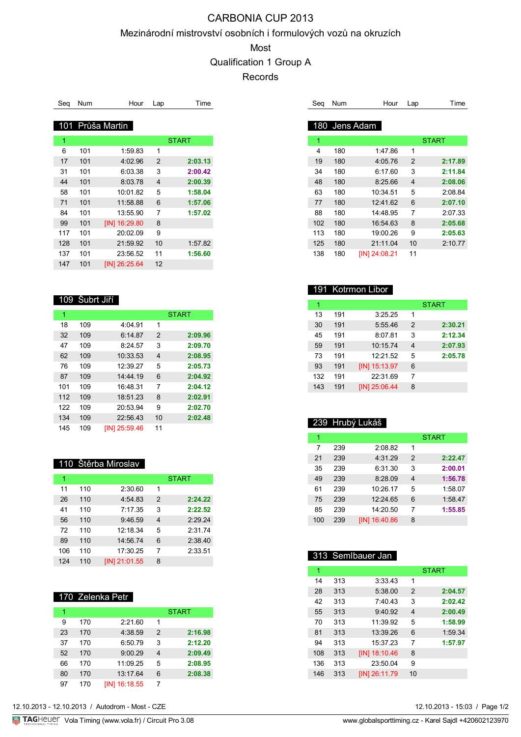# CARBONIA CUP 2013

## Mezinárodní mistrovství osobních i formulových vozů na okruzích

## Most

## Qualification 1 Group A

## Records

### 101 Průša Martin

| Seq | Num | Hour | Lap | Time |
|---|---|---|---|---|
| 1 | | | | START |
| 6 | 101 | 1:59.83 | 1 | |
| 17 | 101 | 4:02.96 | 2 | 2:03.13 |
| 31 | 101 | 6:03.38 | 3 | 2:00.42 |
| 44 | 101 | 8:03.78 | 4 | 2:00.39 |
| 58 | 101 | 10:01.82 | 5 | 1:58.04 |
| 71 | 101 | 11:58.88 | 6 | 1:57.06 |
| 84 | 101 | 13:55.90 | 7 | 1:57.02 |
| 99 | 101 | [IN] 16:29.80 | 8 | |
| 117 | 101 | 20:02.09 | 9 | |
| 128 | 101 | 21:59.92 | 10 | 1:57.82 |
| 137 | 101 | 23:56.52 | 11 | 1:56.60 |
| 147 | 101 | [IN] 26:25.64 | 12 | |

### 109 Šubrt Jiří

| Seq | Num | Hour | Lap | Time |
|---|---|---|---|---|
| 1 | | | | START |
| 18 | 109 | 4:04.91 | 1 | |
| 32 | 109 | 6:14.87 | 2 | 2:09.96 |
| 47 | 109 | 8:24.57 | 3 | 2:09.70 |
| 62 | 109 | 10:33.53 | 4 | 2:08.95 |
| 76 | 109 | 12:39.27 | 5 | 2:05.73 |
| 87 | 109 | 14:44.19 | 6 | 2:04.92 |
| 101 | 109 | 16:48.31 | 7 | 2:04.12 |
| 112 | 109 | 18:51.23 | 8 | 2:02.91 |
| 122 | 109 | 20:53.94 | 9 | 2:02.70 |
| 134 | 109 | 22:56.43 | 10 | 2:02.48 |
| 145 | 109 | [IN] 25:59.46 | 11 | |

### 110 Štěrba Miroslav

| Seq | Num | Hour | Lap | Time |
|---|---|---|---|---|
| 1 | | | | START |
| 11 | 110 | 2:30.60 | 1 | |
| 26 | 110 | 4:54.83 | 2 | 2:24.22 |
| 41 | 110 | 7:17.35 | 3 | 2:22.52 |
| 56 | 110 | 9:46.59 | 4 | 2:29.24 |
| 72 | 110 | 12:18.34 | 5 | 2:31.74 |
| 89 | 110 | 14:56.74 | 6 | 2:38.40 |
| 106 | 110 | 17:30.25 | 7 | 2:33.51 |
| 124 | 110 | [IN] 21:01.55 | 8 | |

### 170 Zelenka Petr

| Seq | Num | Hour | Lap | Time |
|---|---|---|---|---|
| 1 | | | | START |
| 9 | 170 | 2:21.60 | 1 | |
| 23 | 170 | 4:38.59 | 2 | 2:16.98 |
| 37 | 170 | 6:50.79 | 3 | 2:12.20 |
| 52 | 170 | 9:00.29 | 4 | 2:09.49 |
| 66 | 170 | 11:09.25 | 5 | 2:08.95 |
| 80 | 170 | 13:17.64 | 6 | 2:08.38 |
| 97 | 170 | [IN] 16:18.55 | 7 | |

### 180 Jens Adam

| Seq | Num | Hour | Lap | Time |
|---|---|---|---|---|
| 1 | | | | START |
| 4 | 180 | 1:47.86 | 1 | |
| 19 | 180 | 4:05.76 | 2 | 2:17.89 |
| 34 | 180 | 6:17.60 | 3 | 2:11.84 |
| 48 | 180 | 8:25.66 | 4 | 2:08.06 |
| 63 | 180 | 10:34.51 | 5 | 2:08.84 |
| 77 | 180 | 12:41.62 | 6 | 2:07.10 |
| 88 | 180 | 14:48.95 | 7 | 2:07.33 |
| 102 | 180 | 16:54.63 | 8 | 2:05.68 |
| 113 | 180 | 19:00.26 | 9 | 2:05.63 |
| 125 | 180 | 21:11.04 | 10 | 2:10.77 |
| 138 | 180 | [IN] 24:08.21 | 11 | |

### 191 Kotrmon Libor

| Seq | Num | Hour | Lap | Time |
|---|---|---|---|---|
| 1 | | | | START |
| 13 | 191 | 3:25.25 | 1 | |
| 30 | 191 | 5:55.46 | 2 | 2:30.21 |
| 45 | 191 | 8:07.81 | 3 | 2:12.34 |
| 59 | 191 | 10:15.74 | 4 | 2:07.93 |
| 73 | 191 | 12:21.52 | 5 | 2:05.78 |
| 93 | 191 | [IN] 15:13.97 | 6 | |
| 132 | 191 | 22:31.69 | 7 | |
| 143 | 191 | [IN] 25:06.44 | 8 | |

### 239 Hrubý Lukáš

| Seq | Num | Hour | Lap | Time |
|---|---|---|---|---|
| 1 | | | | START |
| 7 | 239 | 2:08.82 | 1 | |
| 21 | 239 | 4:31.29 | 2 | 2:22.47 |
| 35 | 239 | 6:31.30 | 3 | 2:00.01 |
| 49 | 239 | 8:28.09 | 4 | 1:56.78 |
| 61 | 239 | 10:26.17 | 5 | 1:58.07 |
| 75 | 239 | 12:24.65 | 6 | 1:58.47 |
| 85 | 239 | 14:20.50 | 7 | 1:55.85 |
| 100 | 239 | [IN] 16:40.86 | 8 | |

### 313 Semlbauer Jan

| Seq | Num | Hour | Lap | Time |
|---|---|---|---|---|
| 1 | | | | START |
| 14 | 313 | 3:33.43 | 1 | |
| 28 | 313 | 5:38.00 | 2 | 2:04.57 |
| 42 | 313 | 7:40.43 | 3 | 2:02.42 |
| 55 | 313 | 9:40.92 | 4 | 2:00.49 |
| 70 | 313 | 11:39.92 | 5 | 1:58.99 |
| 81 | 313 | 13:39.26 | 6 | 1:59.34 |
| 94 | 313 | 15:37.23 | 7 | 1:57.97 |
| 108 | 313 | [IN] 18:10.46 | 8 | |
| 136 | 313 | 23:50.04 | 9 | |
| 146 | 313 | [IN] 26:11.79 | 10 | |

12.10.2013 - 12.10.2013 / Autodrom - Most - CZE

12.10.2013 - 15:03

Vola Timing (www.vola.fr) / Circuit Pro 3.08

www.globalsporttiming.cz - Karel Sajdl +420602123970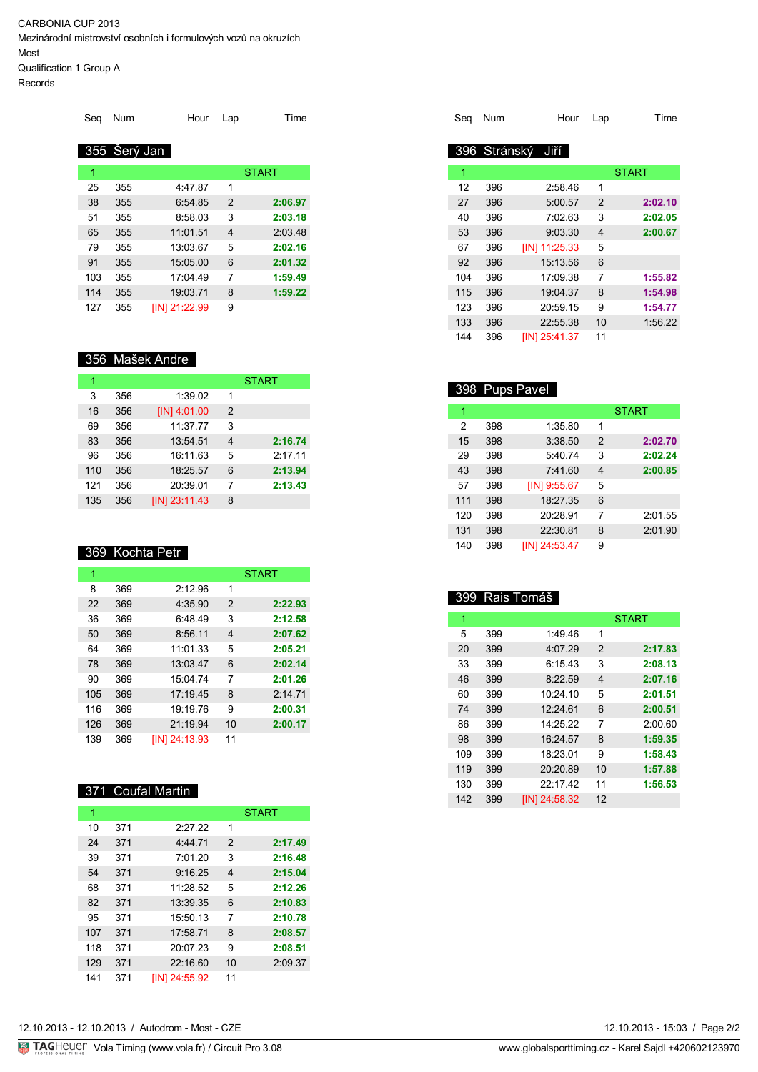CARBONIA CUP 2013

Mezinárodní mistrovství osobních i formulových vozů na okruzích

Most

Qualification 1 Group A

Records

## 355 Šerý Jan

| Seq | Num | Hour | Lap | Time |
|---|---|---|---|---|
| 1 | | | | START |
| 25 | 355 | 4:47.87 | 1 | |
| 38 | 355 | 6:54.85 | 2 | **2:06.97** |
| 51 | 355 | 8:58.03 | 3 | **2:03.18** |
| 65 | 355 | 11:01.51 | 4 | 2:03.48 |
| 79 | 355 | 13:03.67 | 5 | **2:02.16** |
| 91 | 355 | 15:05.00 | 6 | **2:01.32** |
| 103 | 355 | 17:04.49 | 7 | **1:59.49** |
| 114 | 355 | 19:03.71 | 8 | **1:59.22** |
| 127 | 355 | [IN] 21:22.99 | 9 | |

## 356 Mašek Andre

| Seq | Num | Hour | Lap | Time |
|---|---|---|---|---|
| 1 | | | | START |
| 3 | 356 | 1:39.02 | 1 | |
| 16 | 356 | [IN] 4:01.00 | 2 | |
| 69 | 356 | 11:37.77 | 3 | |
| 83 | 356 | 13:54.51 | 4 | **2:16.74** |
| 96 | 356 | 16:11.63 | 5 | 2:17.11 |
| 110 | 356 | 18:25.57 | 6 | **2:13.94** |
| 121 | 356 | 20:39.01 | 7 | **2:13.43** |
| 135 | 356 | [IN] 23:11.43 | 8 | |

## 369 Kochta Petr

| Seq | Num | Hour | Lap | Time |
|---|---|---|---|---|
| 1 | | | | START |
| 8 | 369 | 2:12.96 | 1 | |
| 22 | 369 | 4:35.90 | 2 | **2:22.93** |
| 36 | 369 | 6:48.49 | 3 | **2:12.58** |
| 50 | 369 | 8:56.11 | 4 | **2:07.62** |
| 64 | 369 | 11:01.33 | 5 | **2:05.21** |
| 78 | 369 | 13:03.47 | 6 | **2:02.14** |
| 90 | 369 | 15:04.74 | 7 | **2:01.26** |
| 105 | 369 | 17:19.45 | 8 | 2:14.71 |
| 116 | 369 | 19:19.76 | 9 | **2:00.31** |
| 126 | 369 | 21:19.94 | 10 | **2:00.17** |
| 139 | 369 | [IN] 24:13.93 | 11 | |

## 371 Coufal Martin

| Seq | Num | Hour | Lap | Time |
|---|---|---|---|---|
| 1 | | | | START |
| 10 | 371 | 2:27.22 | 1 | |
| 24 | 371 | 4:44.71 | 2 | **2:17.49** |
| 39 | 371 | 7:01.20 | 3 | **2:16.48** |
| 54 | 371 | 9:16.25 | 4 | **2:15.04** |
| 68 | 371 | 11:28.52 | 5 | **2:12.26** |
| 82 | 371 | 13:39.35 | 6 | **2:10.83** |
| 95 | 371 | 15:50.13 | 7 | **2:10.78** |
| 107 | 371 | 17:58.71 | 8 | **2:08.57** |
| 118 | 371 | 20:07.23 | 9 | **2:08.51** |
| 129 | 371 | 22:16.60 | 10 | 2:09.37 |
| 141 | 371 | [IN] 24:55.92 | 11 | |

## 396 Stránský Jiří

| Seq | Num | Hour | Lap | Time |
|---|---|---|---|---|
| 1 | | | | START |
| 12 | 396 | 2:58.46 | 1 | |
| 27 | 396 | 5:00.57 | 2 | **2:02.10** |
| 40 | 396 | 7:02.63 | 3 | **2:02.05** |
| 53 | 396 | 9:03.30 | 4 | **2:00.67** |
| 67 | 396 | [IN] 11:25.33 | 5 | |
| 92 | 396 | 15:13.56 | 6 | |
| 104 | 396 | 17:09.38 | 7 | **1:55.82** |
| 115 | 396 | 19:04.37 | 8 | **1:54.98** |
| 123 | 396 | 20:59.15 | 9 | **1:54.77** |
| 133 | 396 | 22:55.38 | 10 | 1:56.22 |
| 144 | 396 | [IN] 25:41.37 | 11 | |

## 398 Pups Pavel

| Seq | Num | Hour | Lap | Time |
|---|---|---|---|---|
| 1 | | | | START |
| 2 | 398 | 1:35.80 | 1 | |
| 15 | 398 | 3:38.50 | 2 | **2:02.70** |
| 29 | 398 | 5:40.74 | 3 | **2:02.24** |
| 43 | 398 | 7:41.60 | 4 | **2:00.85** |
| 57 | 398 | [IN] 9:55.67 | 5 | |
| 111 | 398 | 18:27.35 | 6 | |
| 120 | 398 | 20:28.91 | 7 | 2:01.55 |
| 131 | 398 | 22:30.81 | 8 | 2:01.90 |
| 140 | 398 | [IN] 24:53.47 | 9 | |

## 399 Rais Tomáš

| Seq | Num | Hour | Lap | Time |
|---|---|---|---|---|
| 1 | | | | START |
| 5 | 399 | 1:49.46 | 1 | |
| 20 | 399 | 4:07.29 | 2 | **2:17.83** |
| 33 | 399 | 6:15.43 | 3 | **2:08.13** |
| 46 | 399 | 8:22.59 | 4 | **2:07.16** |
| 60 | 399 | 10:24.10 | 5 | **2:01.51** |
| 74 | 399 | 12:24.61 | 6 | **2:00.51** |
| 86 | 399 | 14:25.22 | 7 | 2:00.60 |
| 98 | 399 | 16:24.57 | 8 | **1:59.35** |
| 109 | 399 | 18:23.01 | 9 | **1:58.43** |
| 119 | 399 | 20:20.89 | 10 | **1:57.88** |
| 130 | 399 | 22:17.42 | 11 | **1:56.53** |
| 142 | 399 | [IN] 24:58.32 | 12 | |

12.10.2013 - 12.10.2013 / Autodrom - Most - CZE

12.10.2013 - 15:03

TAG Heuer Vola Timing (www.vola.fr) / Circuit Pro 3.08

www.globalsporttiming.cz - Karel Sajdl +420602123970